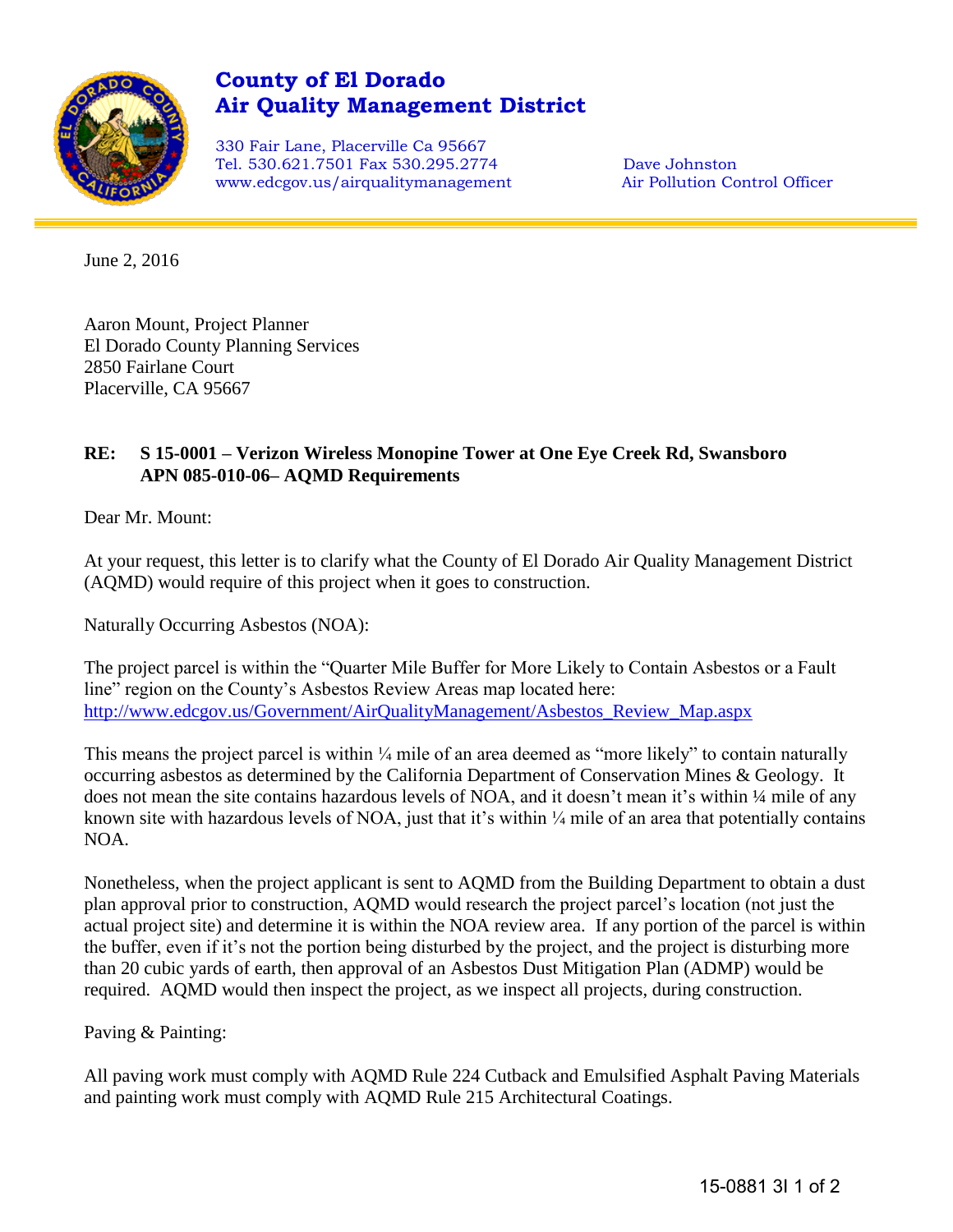# County of El Dorado
# Air Quality Management District

330 Fair Lane, Placerville Ca 95667
Tel. 530.621.7501 Fax 530.295.2774
www.edcgov.us/airqualitymanagement

Dave Johnston
Air Pollution Control Officer

June 2, 2016

Aaron Mount, Project Planner
El Dorado County Planning Services
2850 Fairlane Court
Placerville, CA 95667

**RE: S 15-0001 – Verizon Wireless Monopine Tower at One Eye Creek Rd, Swansboro APN 085-010-06– AQMD Requirements**

Dear Mr. Mount:

At your request, this letter is to clarify what the County of El Dorado Air Quality Management District (AQMD) would require of this project when it goes to construction.

Naturally Occurring Asbestos (NOA):

The project parcel is within the "Quarter Mile Buffer for More Likely to Contain Asbestos or a Fault line" region on the County's Asbestos Review Areas map located here: http://www.edcgov.us/Government/AirQualityManagement/Asbestos_Review_Map.aspx

This means the project parcel is within ¼ mile of an area deemed as "more likely" to contain naturally occurring asbestos as determined by the California Department of Conservation Mines & Geology. It does not mean the site contains hazardous levels of NOA, and it doesn't mean it's within ¼ mile of any known site with hazardous levels of NOA, just that it's within ¼ mile of an area that potentially contains NOA.

Nonetheless, when the project applicant is sent to AQMD from the Building Department to obtain a dust plan approval prior to construction, AQMD would research the project parcel's location (not just the actual project site) and determine it is within the NOA review area. If any portion of the parcel is within the buffer, even if it's not the portion being disturbed by the project, and the project is disturbing more than 20 cubic yards of earth, then approval of an Asbestos Dust Mitigation Plan (ADMP) would be required. AQMD would then inspect the project, as we inspect all projects, during construction.

Paving & Painting:

All paving work must comply with AQMD Rule 224 Cutback and Emulsified Asphalt Paving Materials and painting work must comply with AQMD Rule 215 Architectural Coatings.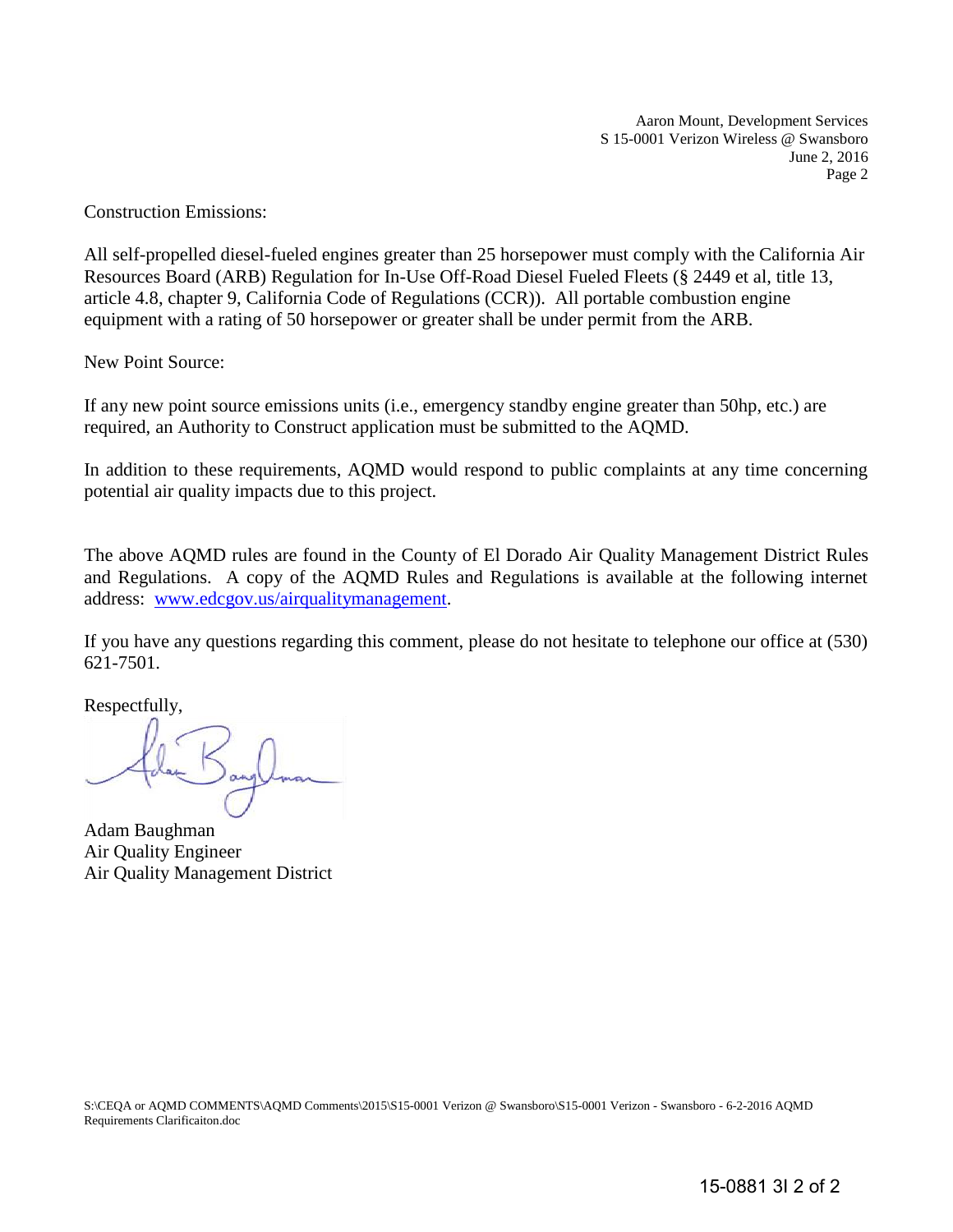Construction Emissions:

All self-propelled diesel-fueled engines greater than 25 horsepower must comply with the California Air Resources Board (ARB) Regulation for In-Use Off-Road Diesel Fueled Fleets (§ 2449 et al, title 13, article 4.8, chapter 9, California Code of Regulations (CCR)). All portable combustion engine equipment with a rating of 50 horsepower or greater shall be under permit from the ARB.

New Point Source:

If any new point source emissions units (i.e., emergency standby engine greater than 50hp, etc.) are required, an Authority to Construct application must be submitted to the AQMD.

In addition to these requirements, AQMD would respond to public complaints at any time concerning potential air quality impacts due to this project.

The above AQMD rules are found in the County of El Dorado Air Quality Management District Rules and Regulations. A copy of the AQMD Rules and Regulations is available at the following internet address: [www.edcgov.us/airqualitymanagement](http://www.edcgov.us/airqualitymanagement).

If you have any questions regarding this comment, please do not hesitate to telephone our office at (530) 621-7501.

Respectfully,

Adam Baughman
Air Quality Engineer
Air Quality Management District

S:\CEQA or AQMD COMMENTS\AQMD Comments\2015\S15-0001 Verizon @ Swansboro\S15-0001 Verizon - Swansboro - 6-2-2016 AQMD Requirements Clarificaiton.doc